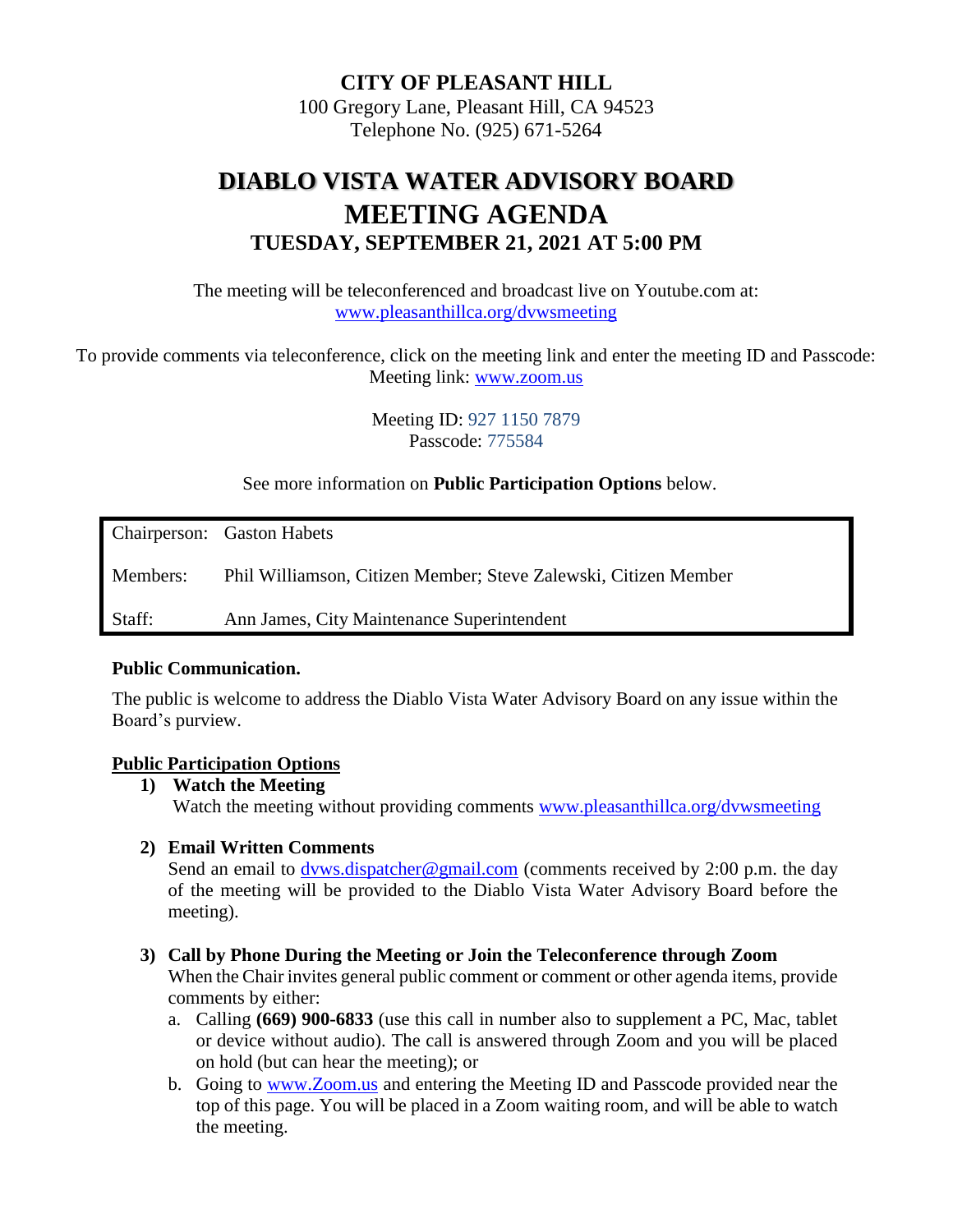# CITY OF PLEASANT HILL

100 Gregory Lane, Pleasant Hill, CA 94523
Telephone No. (925) 671-5264

# DIABLO VISTA WATER ADVISORY BOARD
# MEETING AGENDA
## TUESDAY, SEPTEMBER 21, 2021 AT 5:00 PM

The meeting will be teleconferenced and broadcast live on Youtube.com at: www.pleasanthillca.org/dvwsmeeting

To provide comments via teleconference, click on the meeting link and enter the meeting ID and Passcode:
Meeting link: www.zoom.us

Meeting ID: 927 1150 7879
Passcode: 775584

See more information on **Public Participation Options** below.

| | |
|---|---|
| Chairperson: | Gaston Habets |
| Members: | Phil Williamson, Citizen Member; Steve Zalewski, Citizen Member |
| Staff: | Ann James, City Maintenance Superintendent |

**Public Communication.**

The public is welcome to address the Diablo Vista Water Advisory Board on any issue within the Board's purview.

**Public Participation Options**

1) **Watch the Meeting**
   Watch the meeting without providing comments www.pleasanthillca.org/dvwsmeeting

2) **Email Written Comments**
   Send an email to dvws.dispatcher@gmail.com (comments received by 2:00 p.m. the day of the meeting will be provided to the Diablo Vista Water Advisory Board before the meeting).

3) **Call by Phone During the Meeting or Join the Teleconference through Zoom**
   When the Chair invites general public comment or comment or other agenda items, provide comments by either:
   a. Calling **(669) 900-6833** (use this call in number also to supplement a PC, Mac, tablet or device without audio). The call is answered through Zoom and you will be placed on hold (but can hear the meeting); or
   b. Going to www.Zoom.us and entering the Meeting ID and Passcode provided near the top of this page. You will be placed in a Zoom waiting room, and will be able to watch the meeting.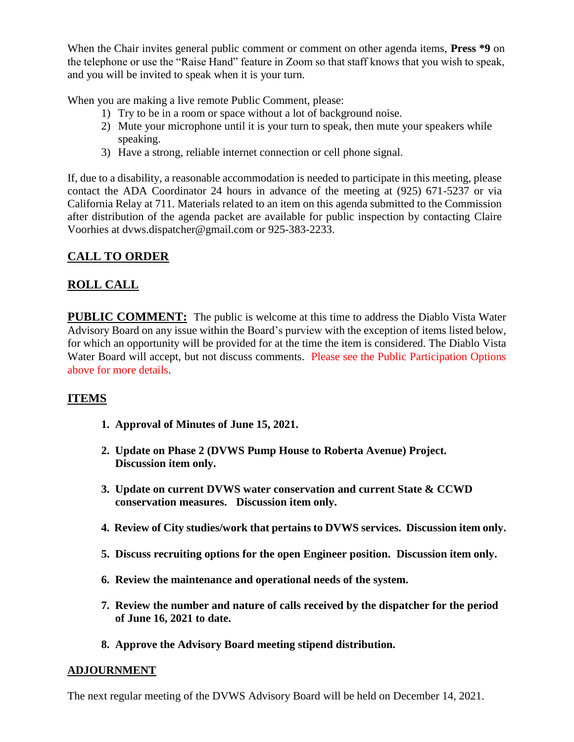When the Chair invites general public comment or comment on other agenda items, **Press *9** on the telephone or use the "Raise Hand" feature in Zoom so that staff knows that you wish to speak, and you will be invited to speak when it is your turn.

When you are making a live remote Public Comment, please:

1) Try to be in a room or space without a lot of background noise.
2) Mute your microphone until it is your turn to speak, then mute your speakers while speaking.
3) Have a strong, reliable internet connection or cell phone signal.

If, due to a disability, a reasonable accommodation is needed to participate in this meeting, please contact the ADA Coordinator 24 hours in advance of the meeting at (925) 671-5237 or via California Relay at 711. Materials related to an item on this agenda submitted to the Commission after distribution of the agenda packet are available for public inspection by contacting Claire Voorhies at dvws.dispatcher@gmail.com or 925-383-2233.

## CALL TO ORDER

## ROLL CALL

**PUBLIC COMMENT:** The public is welcome at this time to address the Diablo Vista Water Advisory Board on any issue within the Board's purview with the exception of items listed below, for which an opportunity will be provided for at the time the item is considered. The Diablo Vista Water Board will accept, but not discuss comments. Please see the Public Participation Options above for more details.

## ITEMS

1. **Approval of Minutes of June 15, 2021.**
2. **Update on Phase 2 (DVWS Pump House to Roberta Avenue) Project. Discussion item only.**
3. **Update on current DVWS water conservation and current State & CCWD conservation measures. Discussion item only.**
4. **Review of City studies/work that pertains to DVWS services. Discussion item only.**
5. **Discuss recruiting options for the open Engineer position. Discussion item only.**
6. **Review the maintenance and operational needs of the system.**
7. **Review the number and nature of calls received by the dispatcher for the period of June 16, 2021 to date.**
8. **Approve the Advisory Board meeting stipend distribution.**

## ADJOURNMENT

The next regular meeting of the DVWS Advisory Board will be held on December 14, 2021.